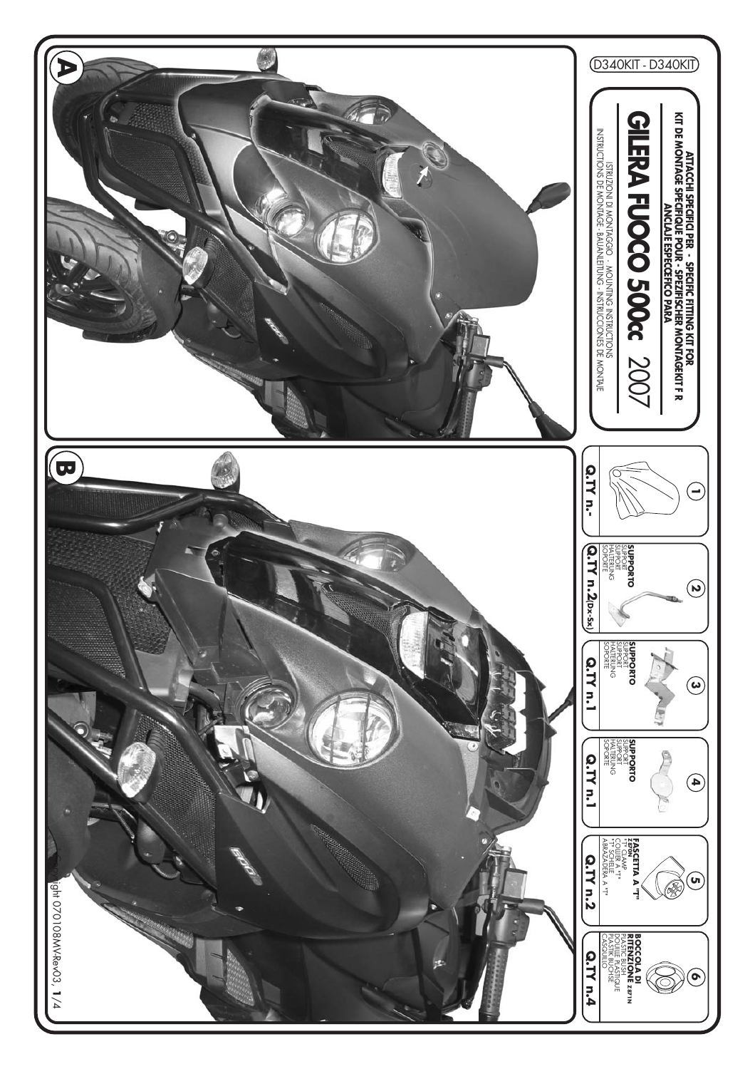D340KIT - D340KIT

**ATTACCHI SPECIFICI PER - SPECIFIC FITTING KIT FOR**
**KIT DE MONTAGE SPECIFIQUE POUR - SPEZIFISCHER MONTAGEKIT F R**
**ANCLAJE ESPECÍFICO PARA**

# GILERA FUOCO 500cc 2007

ISTRUZIONI DI MONTAGGIO - MOUNTING INSTRUCTIONS
INSTRUCTIONS DE MONTAGE - BAUANLEITUNG - INSTRUCCIONES DE MONTAJE

A

B

| N. | Description | Q.TY |
|---|---|---|
| 1 | | Q.TY n.- |
| 2 | SUPPORTO<br>SUPPORT<br>SUPPORT<br>HALTERUNG<br>SOPORTE | Q.TY n.2 (Dx-Sx) |
| 3 | SUPPORTO<br>SUPPORT<br>SUPPORT<br>HALTERUNG<br>SOPORTE | Q.TY n.1 |
| 4 | SUPPORTO<br>SUPPORT<br>SUPPORT<br>HALTERUNG<br>SOPORTE | Q.TY n.1 |
| 5 | FASCETTA A "T" Z870N<br>"T" CLAMP<br>COLLIER A "T"<br>"T" SCHELLE<br>ABRAZADERA A "T" | Q.TY n.2 |
| 6 | BOCCOLA DI RITENZIONE Z871N<br>PLASTIC BUSH<br>DOUILLE PLASTIQUE<br>PLASTIK BUCHSE<br>CASQUILLO | Q.TY n.4 |

Copyright 070108MV-Rev03,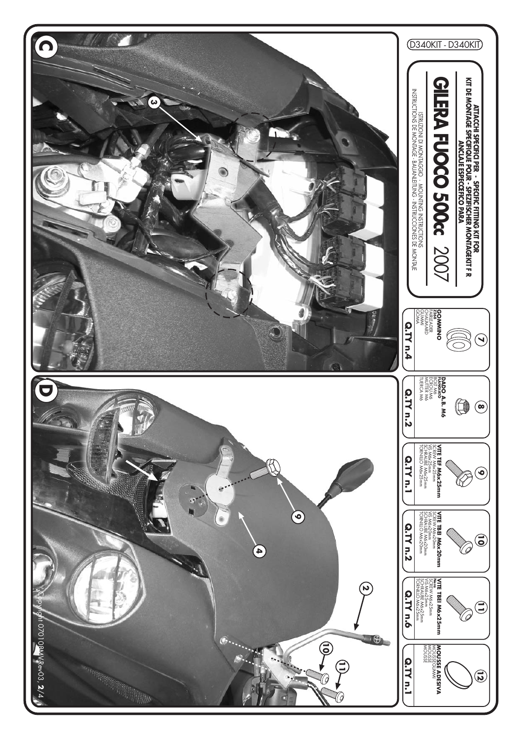D340KIT - D340KIT

**ATTACCHI SPECIFICI PER - SPECIFIC FITTING KIT FOR**
**KIT DE MONTAGE SPECIFIQUE POUR - SPEZIFISCHER MONTAGEKIT F R**
**ANCLAJE ESPECÍFICO PARA**

# GILERA FUOCO 500cc 2007

ISTRUZIONI DI MONTAGGIO - MOUNTING INSTRUCTIONS
INSTRUCTIONS DE MONTAGE- BAUANLEITUNG - INSTRUCCIONES DE MONTAJE

| N. | Description | Q.TY |
|---|---|---|
| 7 | **GOMMINO** RUBBER FAIRLEADER CHAUMARD GUMMI GOMA | Q.TY n.4 |
| 8 | **DADO A.B. M6 FLANGIATO** BOLT M6 ECROU M6 MUTTER M6 TUERCA M6 | Q.TY n.2 |
| 9 | **VITE TEF M6x25mm** SCREW M6x25mm VIS M6x25mm SCHRAUBE M6x25mm TORNILLO M6x25mm | Q.TY n.1 |
| 10 | **VITE TBEI M6x20mm** SCREW M6x20mm VIS M6x20mm SCHRAUBE M6x20mm TORNILLO M6x20mm | Q.TY n.2 |
| 11 | **VITE TBEI M6x25mm** SCREW M6x25mm VIS M6x25mm SCHRAUBE M6x25mm TORNILLO M6x25mm | Q.TY n.6 |
| 12 | **MOUSSE ADESIVA** MOUSSE MOUSSE MOUSSE MOUSSE | Q.TY n.1 |

C

D

Copyright 070108MVRev03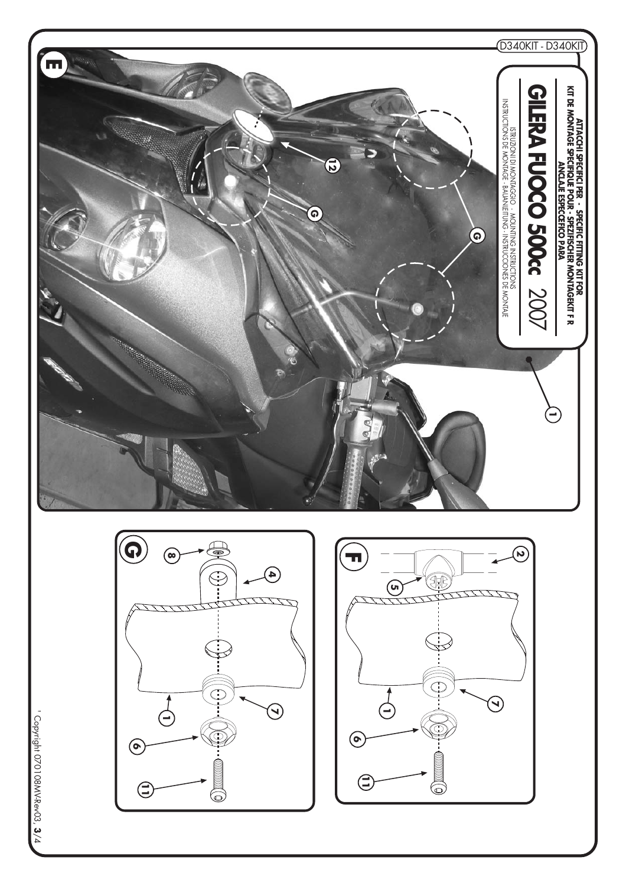D340KIT - D340KIT

ATTACCHI SPECIFICI PER - SPECIFIC FITTING KIT FOR
KIT DE MONTAGE SPECIFIQUE POUR - SPEZIFISCHER MONTAGEKIT F R
ANCLAJE ESPECÍFICO PARA

# GILERA FUOCO 500cc 2007

ISTRUZIONI DI MONTAGGIO - MOUNTING INSTRUCTIONS
INSTRUCTIONS DE MONTAGE - BAUANLEITUNG - INSTRUCCIONES DE MONTAJE

E

1

12

G

G

F

2

5

7

1

6

11

G

8

4

7

1

6

11

Copyright 070108MV-Rev03, 3/4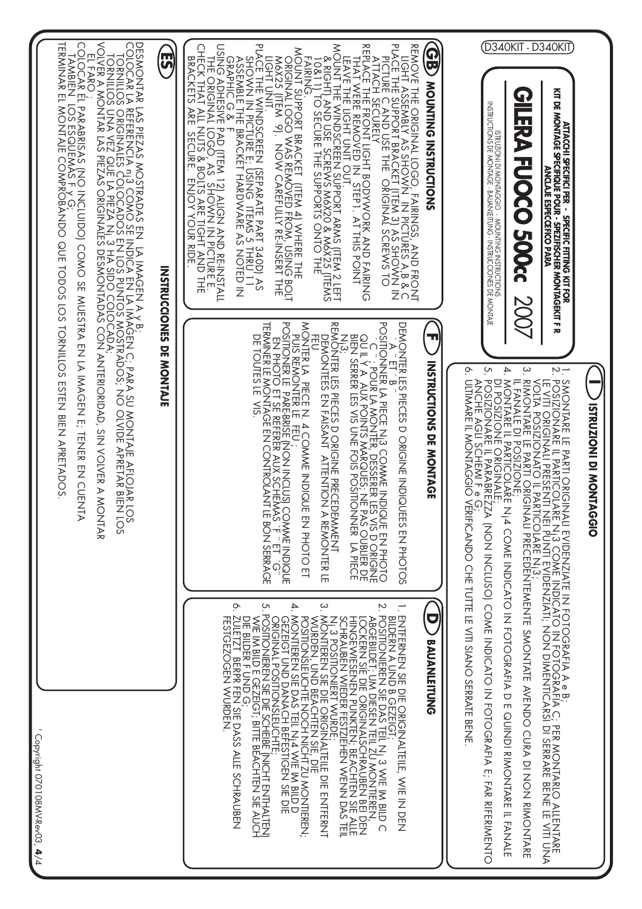D340KIT - D340KIT

# GILERA FUOCO 500cc 2007

**ATTACCHI SPECIFICI PER - SPECIFIC FITTING KIT FOR KIT DE MONTAGE SPECIFIQUE POUR - SPEZIFISCHER MONTAGEKIT F R ANCLAJE ESPECECIFICO PARA**

ISTRUZIONI DI MONTAGGIO - MOUNTING INSTRUCTIONS INSTRUCTIONS DE MONTAGE - BAUANLEITUNG - INSTRUCCIONES DE MONTAJE

## I ISTRUZIONI DI MONTAGGIO

1. SMONTARE LE PARTI ORIGINALI EVIDENZIATE IN FOTOGRAFIA A e B;
2. POSIZIONARE IL PARTICOLARE N¡3 COME INDICATO IN FOTOGRAFIA C; PER MONTARLO ALLENTARE LE VITI ORIGINALI PRESENTI NEI PUNTI EVIDENZIATI; NON DIMENTICARSI DI SERRARE BENE LE VITI UNA VOLTA POSIZIONATO IL PARTICOLARE N¡3;
3. RIMONTARE LE PARTI ORIGINALI PRECEDENTEMENTE SMONTATE AVENDO CURA DI NON RIMONTARE IL FANALE DI POSIZIONE;
4. MONTARE IL PARTICOLARE N¡4 COME INDICATO IN FOTOGRAFIA D E QUINDI RIMONTARE IL FANALE DI POSIZIONE ORIGINALE;
5. POSIZIONARE IL PARABREZZA (NON INCLUSO) COME INDICATO IN FOTOGRAFIA E; FAR RIFERIMENTO ANCHE AGLI SCHEMI F e G;
6. ULTIMARE IL MONTAGGIO VERIFICANDO CHE TUTTE LE VITI SIANO SERRATE BENE.

## GB MOUNTING INSTRUCTIONS

REMOVE THE ORIGINAL LOGO, FAIRINGS, AND FRONT LIGHT ASSEMBLY AS SHOWN IN PICTURES A,B & C
PLACE THE SUPPORT BRACKET (ITEM 3) AS SHOWN IN PICTURE C AND USE THE ORIGINAL SCREWS TO ATTACH SECURELY
REPLACE THE FRONT LIGHT BODYWORK AND FAIRING THAT WERE REMOVED IN STEP1. AT THIS POINT LEAVE THE LIGHT UNIT OUT.
MOUNT THE WINDSCREEN SUPPORT ARMS (ITEM 2 LEFT & RIGHT) AND USE SCREWS M6X20 & M6X25 (ITEMS 10&11) TO SECURE THE SUPPORTS ONTO THE FAIRING.
MOUNT SUPPORT BRACKET (ITEM 4) WHERE THE ORIGINAL LOGO WAS REMOVED FROM, USING BOLT M6X25 (ITEM 9). NOW CAREFULLY RE-INSERT THE LIGHT UNIT.
PLACE THE WINDSCREEN (SEPARATE PART 340D) AS SHOWN IN PICTURE E. USING ITEMS 5 THRU 11 ASSEMBLE THE BRACKET HARDWARE AS NOTED IN GRAPHIC G & F
USING ADHESIVE PAD (ITEM 12) ALIGN AND RE-INSTALL THE ORIGINAL LOGO, AS SHOWN IN PICTURE E.
CHECK THAT ALL NUTS & BOLTS ARE TIGHT AND THE BRACKETS ARE SECURE. ENJOY YOUR RIDE.

## F INSTRUCTIONS DE MONTAGE

DEMONTER LES PIECES D ORIGINE INDIQUEES EN PHOTOS " A " ET " B ".
POSITIONNER LA PIECE N¡3 COMME INDIQUE EN PHOTO " C ". POUR LA MONTER, DESSERRER LES VIS D ORIGINE QUI IL Y A AUX POINTS MARQUES; NE PAS OUBLIER DE BIEN SERRER LES VIS UNE FOIS POSITIONNER LA PIECE N¡3.
REMONTER LES PIECES D ORIGINE PRECEDEMMENT DEMONTEES EN FAISANT ATTENTION A REMONTER LE FEU
MONTER LA PIECE N. 4 COMME INDIQUE EN PHOTO ET PUIS REMONTER LE FEU ;
POSITIONER LE PARE-BRISE (NON INCLUS) COMME INDIQUE EN PHOTO ET SE REFERER AUX SCHEMAS " F " ET " G ".
TERMINER LE MONTAGE EN CONTROLANT LE BON SERRAGE DE TOUTES LE VIS.

## D BAUANLEITUNG

1. ENTFERNEN SIE DIE ORIGINALTEILE, WIE IN DEN BILDERN A UND B GEZEIGT;
2. POSITIONIEREN SIE DAS TEIL N¡ 3 WIE IM BILD C ABGEBILDET; UM DIESEN TEIL ZU MONTIEREN, LOCKERN SIE DIE ORIGINALSCHRAUBEN BEI DEN HINGEWIESENEN PUNKTEN; BEACHTEN SIE ALLE SCHRAUBEN WIEDER FESTZIEHEN WENN DAS TEIL N¡ 3 POSITIONIERT WURDE;
3. MONTIEREN SIE DIE ORIGINALTEILE DIE ENTFERNT WURDEN, UND BEACHTEN SIE, DIE POSITIONSLEUCHTE NOCH NICHT ZU MONTIEREN;
4. MONTIEREN SIE DAS TEIL N¡4 WIE IM BILD D GEZEIGT UND DANACH BEFESTIGEN SIE DIE ORIGINAL POSITIONSLEUCHTE;
5. POSITIONIEREN SIE DIE SCHEIBE (NICHT ENTHALTEN) WIE IM BILD E GEZEIGT; BITTE BEACHTEN SIE AUCH DIE BILDER F UND G;
6. ZULETZT BERPR FEN SIE DASS ALLE SCHRAUBEN FESTGEZOGEN WURDEN.

## ES INSTRUCCIONES DE MONTAJE

DESMONTAR LAS PIEZAS MOSTRADAS EN LA IMAGEN A y B;
COLOCAR LA REFERENCIA n¡3 COMO SE INDICA EN LA IMAGEN C; PARA SU MONTAJE AFLOJAR LOS TORNILLOS ORIGINALES COLOCADOS EN LOS PUNTOS MOSTRADOS; NO OLVIDE APRETAR BIEN LOS TORNILLOS UNA VEZ QUE LA PIEZA N¡ 3 HA SIDO COLOCADA;
VOLVER A MONTAR LAS PIEZAS ORIGINALES DESMONTADAS CON ANTERIORIDAD, SIN VOLVER A MONTAR EL FARO ;
COLOCAR EL PARABRISAS (NO INCLUIDO) COMO SE MUESTRA EN LA IMAGEN E; TENER EN CUENTA TAMBIEN LOS ESQUEMAS F y G;
TERMINAR EL MONTAJE COMPROBANDO QUE TODOS LOS TORNILLOS ESTEN BIEN APRETADOS.

' Copyright 070108MVRev03,